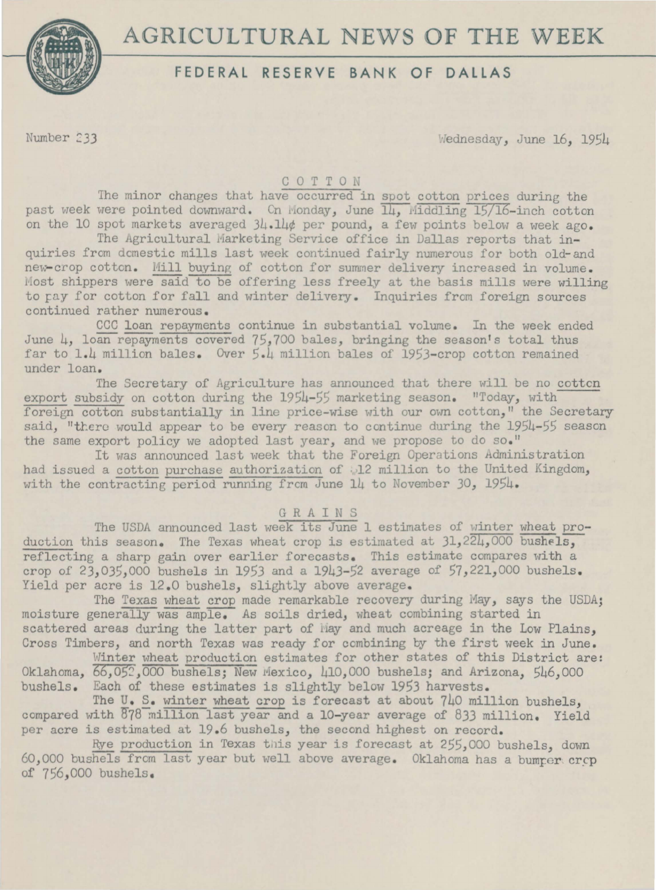// AGRICULTURAL NEWS OF THE WEEK

# AGRICULTURAL NEWS OF THE WEEK

## FEDERAL RESERVE BANK OF DALLAS

Number 233 Wednesday, June 16, 1954

### COTTON

The minor changes that have occurred in spot cotton prices during the past week were pointed downward. On Monday, June 14, Middling 15/16-inch cotton on the 10 spot markets averaged 34.14¢ per pound, a few points below a week ago.

The Agricultural Marketing Service office in Dallas reports that inquiries from domestic mills last week continued fairly numerous for both old-and new-crop cotton. Mill buying of cotton for summer delivery increased in volume. Most shippers were said to be offering less freely at the basis mills were willing to pay for cotton for fall and winter delivery. Inquiries from foreign sources continued rather numerous.

CCC loan repayments continue in substantial volume. In the week ended June 4, loan repayments covered 75,700 bales, bringing the season's total thus far to 1.4 million bales. Over 5.4 million bales of 1953-crop cotton remained under loan.

The Secretary of Agriculture has announced that there will be no cotton export subsidy on cotton during the 1954-55 marketing season. "Today, with foreign cotton substantially in line price-wise with our own cotton," the Secretary said, "there would appear to be every reason to continue during the 1954-55 season the same export policy we adopted last year, and we propose to do so."

It was announced last week that the Foreign Operations Administration had issued a cotton purchase authorization of $12 million to the United Kingdom, with the contracting period running from June 14 to November 30, 1954.

### GRAINS

The USDA announced last week its June 1 estimates of winter wheat production this season. The Texas wheat crop is estimated at 31,224,000 bushels, reflecting a sharp gain over earlier forecasts. This estimate compares with a crop of 23,035,000 bushels in 1953 and a 1943-52 average of 57,221,000 bushels. Yield per acre is 12.0 bushels, slightly above average.

The Texas wheat crop made remarkable recovery during May, says the USDA; moisture generally was ample. As soils dried, wheat combining started in scattered areas during the latter part of May and much acreage in the Low Plains, Cross Timbers, and north Texas was ready for combining by the first week in June.

Winter wheat production estimates for other states of this District are: Oklahoma, 66,052,000 bushels; New Mexico, 410,000 bushels; and Arizona, 546,000 bushels. Each of these estimates is slightly below 1953 harvests.

The U. S. winter wheat crop is forecast at about 740 million bushels, compared with 878 million last year and a 10-year average of 833 million. Yield per acre is estimated at 19.6 bushels, the second highest on record.

Rye production in Texas this year is forecast at 255,000 bushels, down 60,000 bushels from last year but well above average. Oklahoma has a bumper crop of 756,000 bushels.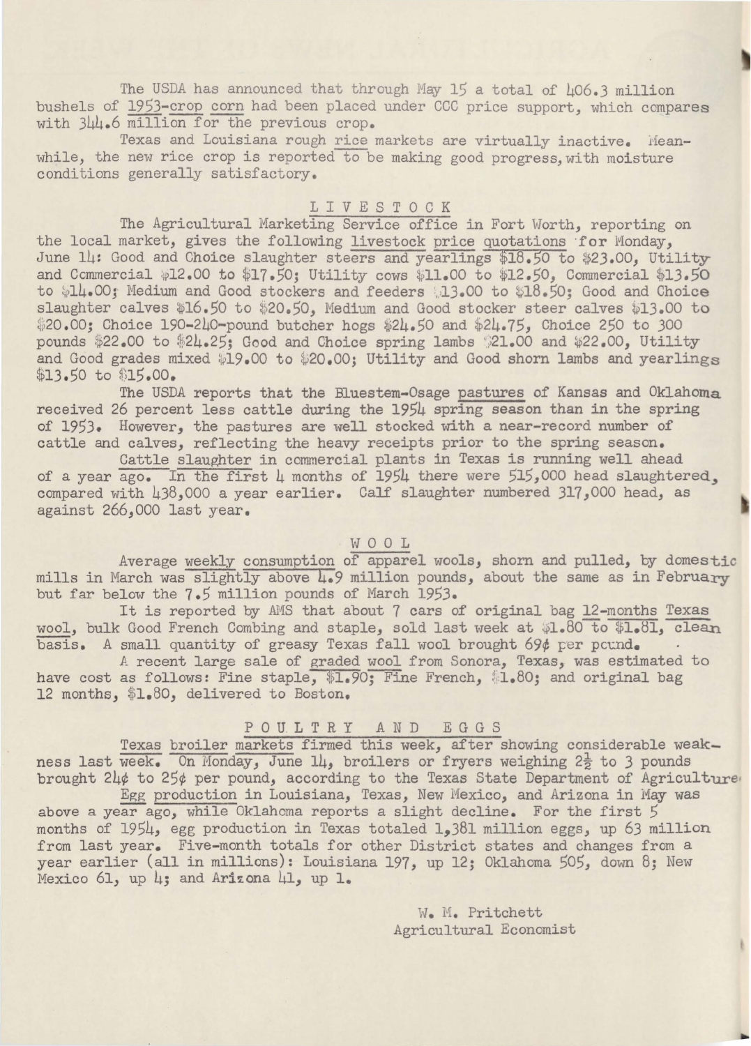The USDA has announced that through May 15 a total of 406.3 million bushels of 1953-crop corn had been placed under CCC price support, which compares with 344.6 million for the previous crop.

Texas and Louisiana rough rice markets are virtually inactive. Meanwhile, the new rice crop is reported to be making good progress, with moisture conditions generally satisfactory.

## LIVESTOCK

The Agricultural Marketing Service office in Fort Worth, reporting on the local market, gives the following livestock price quotations for Monday, June 14: Good and Choice slaughter steers and yearlings $18.50 to $23.00, Utility and Commercial $12.00 to $17.50; Utility cows $11.00 to $12.50, Commercial $13.50 to $14.00; Medium and Good stockers and feeders $13.00 to $18.50; Good and Choice slaughter calves $16.50 to $20.50, Medium and Good stocker steer calves $13.00 to $20.00; Choice 190-240-pound butcher hogs $24.50 and $24.75, Choice 250 to 300 pounds $22.00 to $24.25; Good and Choice spring lambs $21.00 and $22.00, Utility and Good grades mixed $19.00 to $20.00; Utility and Good shorn lambs and yearlings $13.50 to $15.00.

The USDA reports that the Bluestem-Osage pastures of Kansas and Oklahoma received 26 percent less cattle during the 1954 spring season than in the spring of 1953. However, the pastures are well stocked with a near-record number of cattle and calves, reflecting the heavy receipts prior to the spring season.

Cattle slaughter in commercial plants in Texas is running well ahead of a year ago. In the first 4 months of 1954 there were 515,000 head slaughtered, compared with 438,000 a year earlier. Calf slaughter numbered 317,000 head, as against 266,000 last year.

## WOOL

Average weekly consumption of apparel wools, shorn and pulled, by domestic mills in March was slightly above 4.9 million pounds, about the same as in February but far below the 7.5 million pounds of March 1953.

It is reported by AMS that about 7 cars of original bag 12-months Texas wool, bulk Good French Combing and staple, sold last week at $1.80 to $1.81, clean basis. A small quantity of greasy Texas fall wool brought 69¢ per pound.

A recent large sale of graded wool from Sonora, Texas, was estimated to have cost as follows: Fine staple, $1.90; Fine French, $1.80; and original bag 12 months, $1.80, delivered to Boston.

## POULTRY AND EGGS

Texas broiler markets firmed this week, after showing considerable weakness last week. On Monday, June 14, broilers or fryers weighing 2½ to 3 pounds brought 24¢ to 25¢ per pound, according to the Texas State Department of Agriculture.

Egg production in Louisiana, Texas, New Mexico, and Arizona in May was above a year ago, while Oklahoma reports a slight decline. For the first 5 months of 1954, egg production in Texas totaled 1,381 million eggs, up 63 million from last year. Five-month totals for other District states and changes from a year earlier (all in millions): Louisiana 197, up 12; Oklahoma 505, down 8; New Mexico 61, up 4; and Arizona 41, up 1.

W. M. Pritchett
Agricultural Economist